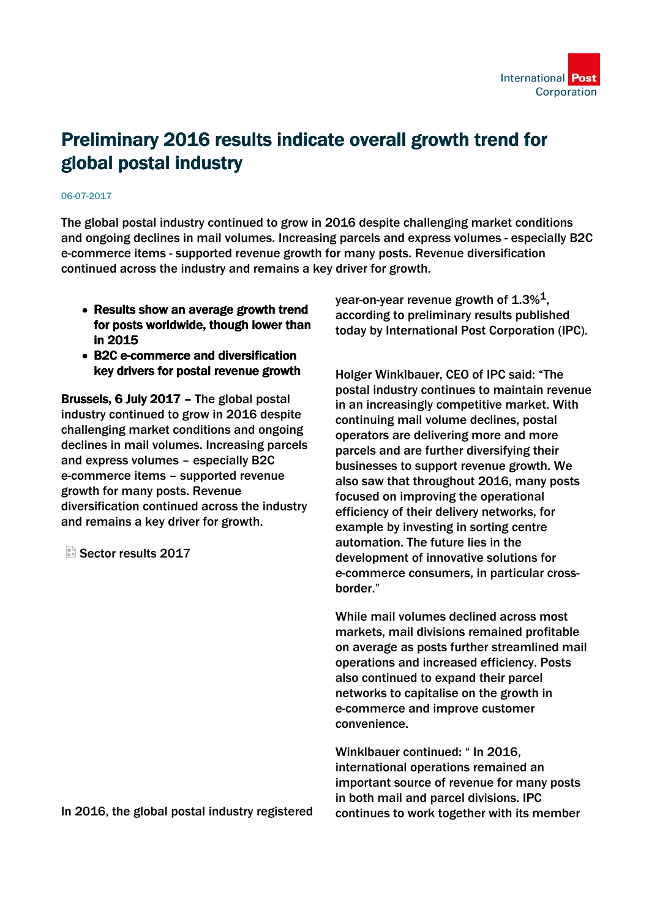# Preliminary 2016 results indicate overall growth trend for global postal industry

06-07-2017

**The global postal industry continued to grow in 2016 despite challenging market conditions and ongoing declines in mail volumes. Increasing parcels and express volumes - especially B2C e-commerce items - supported revenue growth for many posts. Revenue diversification continued across the industry and remains a key driver for growth.**

- **Results show an average growth trend for posts worldwide, though lower than in 2015**
- **B2C e-commerce and diversification key drivers for postal revenue growth**

**Brussels, 6 July 2017 –** The global postal industry continued to grow in 2016 despite challenging market conditions and ongoing declines in mail volumes. Increasing parcels and express volumes – especially B2C e-commerce items – supported revenue growth for many posts. Revenue diversification continued across the industry and remains a key driver for growth.

Sector results 2017

In 2016, the global postal industry registered year-on-year revenue growth of 1.3%[1], according to preliminary results published today by International Post Corporation (IPC).

Holger Winklbauer, CEO of IPC said: "The postal industry continues to maintain revenue in an increasingly competitive market. With continuing mail volume declines, postal operators are delivering more and more parcels and are further diversifying their businesses to support revenue growth. We also saw that throughout 2016, many posts focused on improving the operational efficiency of their delivery networks, for example by investing in sorting centre automation. The future lies in the development of innovative solutions for e-commerce consumers, in particular cross-border."

While mail volumes declined across most markets, mail divisions remained profitable on average as posts further streamlined mail operations and increased efficiency. Posts also continued to expand their parcel networks to capitalise on the growth in e-commerce and improve customer convenience.

Winklbauer continued: " In 2016, international operations remained an important source of revenue for many posts in both mail and parcel divisions. IPC continues to work together with its member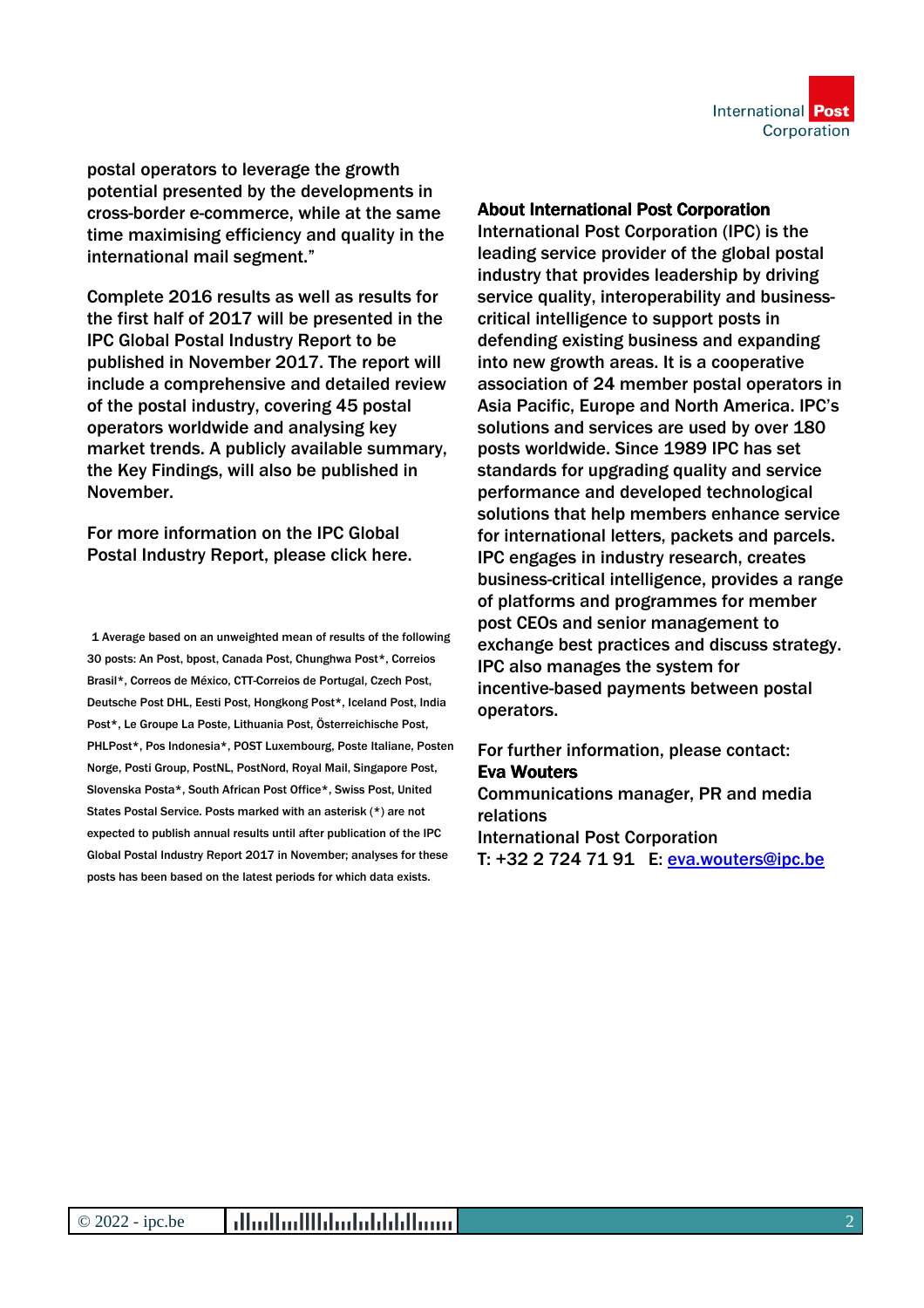postal operators to leverage the growth potential presented by the developments in cross-border e-commerce, while at the same time maximising efficiency and quality in the international mail segment."

Complete 2016 results as well as results for the first half of 2017 will be presented in the IPC Global Postal Industry Report to be published in November 2017. The report will include a comprehensive and detailed review of the postal industry, covering 45 postal operators worldwide and analysing key market trends. A publicly available summary, the Key Findings, will also be published in November.

For more information on the IPC Global Postal Industry Report, please click here.

1 Average based on an unweighted mean of results of the following 30 posts: An Post, bpost, Canada Post, Chunghwa Post*, Correios Brasil*, Correos de México, CTT-Correios de Portugal, Czech Post, Deutsche Post DHL, Eesti Post, Hongkong Post*, Iceland Post, India Post*, Le Groupe La Poste, Lithuania Post, Österreichische Post, PHLPost*, Pos Indonesia*, POST Luxembourg, Poste Italiane, Posten Norge, Posti Group, PostNL, PostNord, Royal Mail, Singapore Post, Slovenska Posta*, South African Post Office*, Swiss Post, United States Postal Service. Posts marked with an asterisk (*) are not expected to publish annual results until after publication of the IPC Global Postal Industry Report 2017 in November; analyses for these posts has been based on the latest periods for which data exists.

## About International Post Corporation

International Post Corporation (IPC) is the leading service provider of the global postal industry that provides leadership by driving service quality, interoperability and business-critical intelligence to support posts in defending existing business and expanding into new growth areas. It is a cooperative association of 24 member postal operators in Asia Pacific, Europe and North America. IPC's solutions and services are used by over 180 posts worldwide. Since 1989 IPC has set standards for upgrading quality and service performance and developed technological solutions that help members enhance service for international letters, packets and parcels. IPC engages in industry research, creates business-critical intelligence, provides a range of platforms and programmes for member post CEOs and senior management to exchange best practices and discuss strategy. IPC also manages the system for incentive-based payments between postal operators.

For further information, please contact:
**Eva Wouters**
Communications manager, PR and media relations
International Post Corporation
T: +32 2 724 71 91   E: eva.wouters@ipc.be